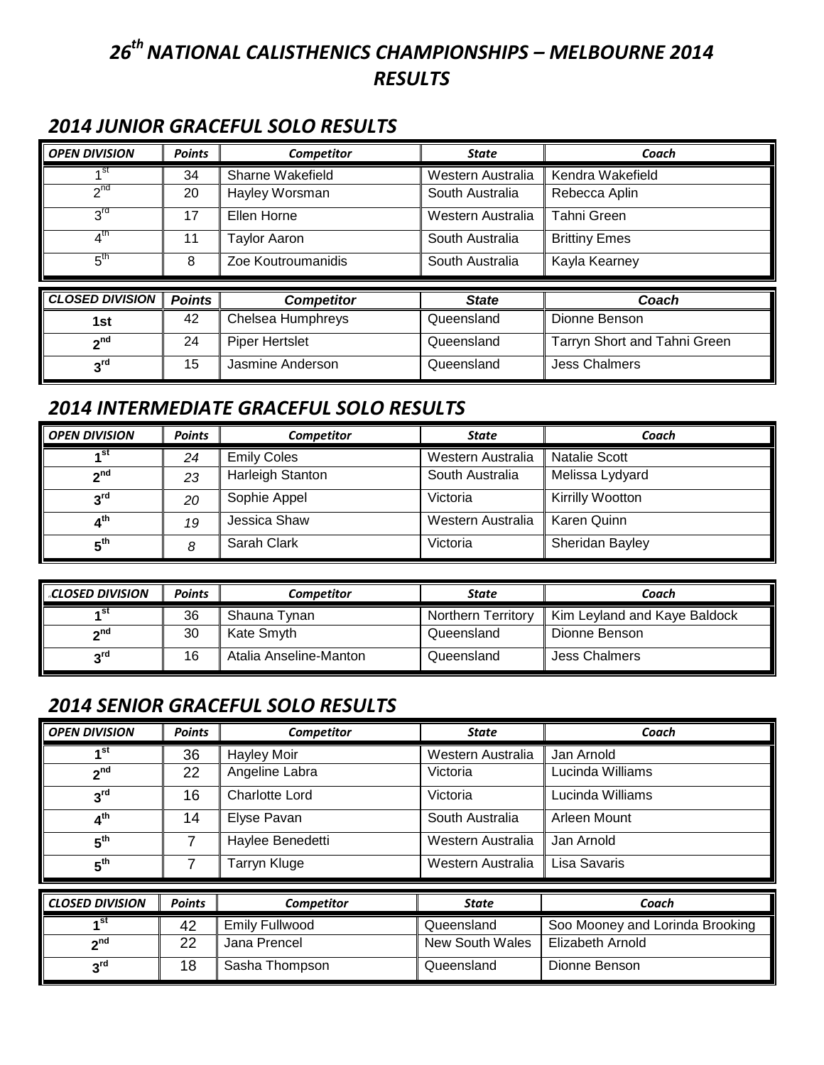# 26th NATIONAL CALISTHENICS CHAMPIONSHIPS – MELBOURNE 2014 RESULTS

## 2014 JUNIOR GRACEFUL SOLO RESULTS

| OPEN DIVISION | Points | Competitor | State | Coach |
|---|---|---|---|---|
| 1st | 34 | Sharne Wakefield | Western Australia | Kendra Wakefield |
| 2nd | 20 | Hayley Worsman | South Australia | Rebecca Aplin |
| 3rd | 17 | Ellen Horne | Western Australia | Tahni Green |
| 4th | 11 | Taylor Aaron | South Australia | Brittiny Emes |
| 5th | 8 | Zoe Koutroumanidis | South Australia | Kayla Kearney |

| CLOSED DIVISION | Points | Competitor | State | Coach |
|---|---|---|---|---|
| 1st | 42 | Chelsea Humphreys | Queensland | Dionne Benson |
| 2nd | 24 | Piper Hertslet | Queensland | Tarryn Short and Tahni Green |
| 3rd | 15 | Jasmine Anderson | Queensland | Jess Chalmers |

## 2014 INTERMEDIATE GRACEFUL SOLO RESULTS

| OPEN DIVISION | Points | Competitor | State | Coach |
|---|---|---|---|---|
| 1st | 24 | Emily Coles | Western Australia | Natalie Scott |
| 2nd | 23 | Harleigh Stanton | South Australia | Melissa Lydyard |
| 3rd | 20 | Sophie Appel | Victoria | Kirrilly Wootton |
| 4th | 19 | Jessica Shaw | Western Australia | Karen Quinn |
| 5th | 8 | Sarah Clark | Victoria | Sheridan Bayley |

| CLOSED DIVISION | Points | Competitor | State | Coach |
|---|---|---|---|---|
| 1st | 36 | Shauna Tynan | Northern Territory | Kim Leyland and Kaye Baldock |
| 2nd | 30 | Kate Smyth | Queensland | Dionne Benson |
| 3rd | 16 | Atalia Anseline-Manton | Queensland | Jess Chalmers |

## 2014 SENIOR GRACEFUL SOLO RESULTS

| OPEN DIVISION | Points | Competitor | State | Coach |
|---|---|---|---|---|
| 1st | 36 | Hayley Moir | Western Australia | Jan Arnold |
| 2nd | 22 | Angeline Labra | Victoria | Lucinda Williams |
| 3rd | 16 | Charlotte Lord | Victoria | Lucinda Williams |
| 4th | 14 | Elyse Pavan | South Australia | Arleen Mount |
| 5th | 7 | Haylee Benedetti | Western Australia | Jan Arnold |
| 5th | 7 | Tarryn Kluge | Western Australia | Lisa Savaris |

| CLOSED DIVISION | Points | Competitor | State | Coach |
|---|---|---|---|---|
| 1st | 42 | Emily Fullwood | Queensland | Soo Mooney and Lorinda Brooking |
| 2nd | 22 | Jana Prencel | New South Wales | Elizabeth Arnold |
| 3rd | 18 | Sasha Thompson | Queensland | Dionne Benson |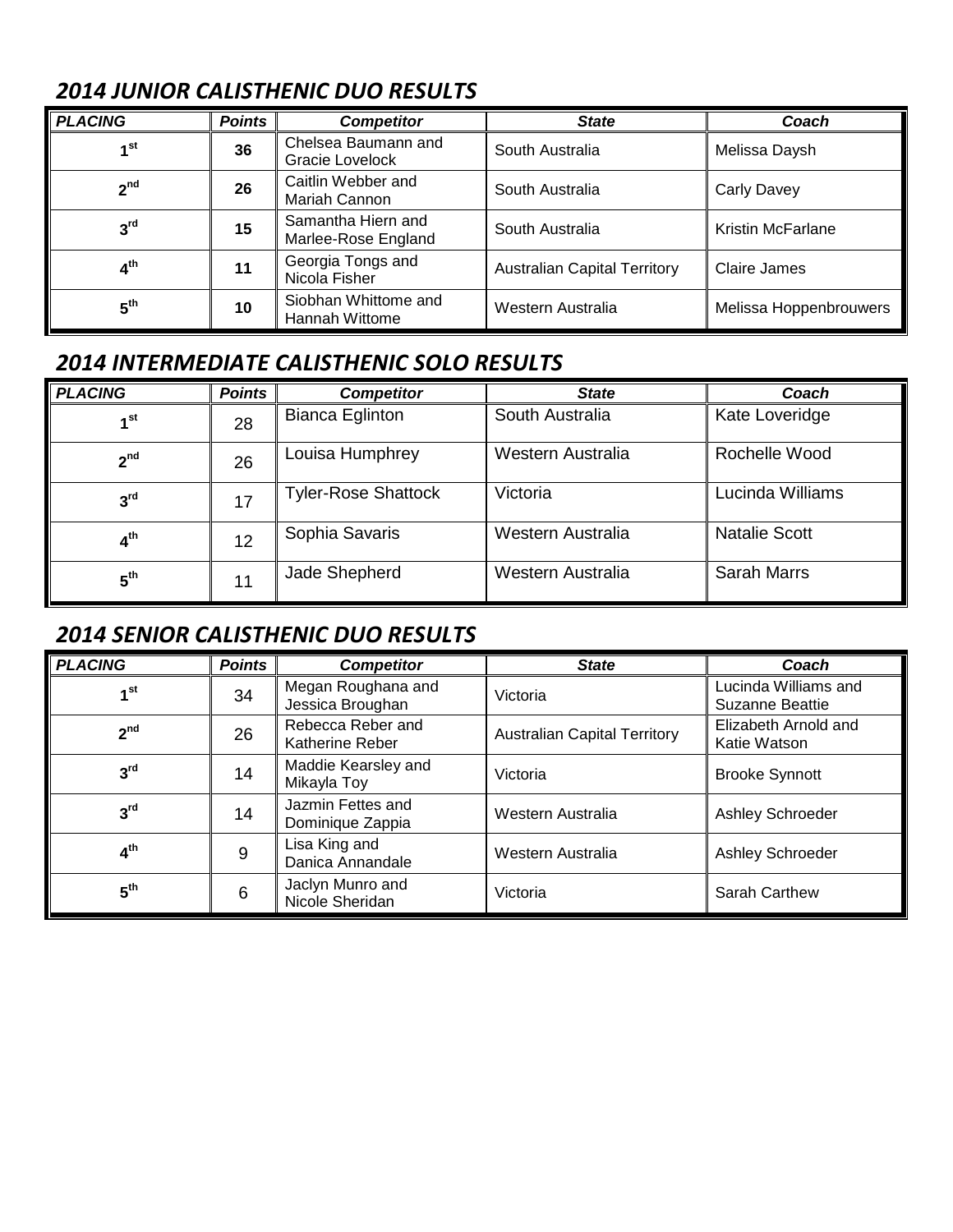## *2014 JUNIOR CALISTHENIC DUO RESULTS*

| *PLACING* | *Points* | *Competitor* | *State* | *Coach* |
|---|---|---|---|---|
| 1st | 36 | Chelsea Baumann and Gracie Lovelock | South Australia | Melissa Daysh |
| 2nd | 26 | Caitlin Webber and Mariah Cannon | South Australia | Carly Davey |
| 3rd | 15 | Samantha Hiern and Marlee-Rose England | South Australia | Kristin McFarlane |
| 4th | 11 | Georgia Tongs and Nicola Fisher | Australian Capital Territory | Claire James |
| 5th | 10 | Siobhan Whittome and Hannah Wittome | Western Australia | Melissa Hoppenbrouwers |

## *2014 INTERMEDIATE CALISTHENIC SOLO RESULTS*

| *PLACING* | *Points* | *Competitor* | *State* | *Coach* |
|---|---|---|---|---|
| 1st | 28 | Bianca Eglinton | South Australia | Kate Loveridge |
| 2nd | 26 | Louisa Humphrey | Western Australia | Rochelle Wood |
| 3rd | 17 | Tyler-Rose Shattock | Victoria | Lucinda Williams |
| 4th | 12 | Sophia Savaris | Western Australia | Natalie Scott |
| 5th | 11 | Jade Shepherd | Western Australia | Sarah Marrs |

## *2014 SENIOR CALISTHENIC DUO RESULTS*

| *PLACING* | *Points* | *Competitor* | *State* | *Coach* |
|---|---|---|---|---|
| 1st | 34 | Megan Roughana and Jessica Broughan | Victoria | Lucinda Williams and Suzanne Beattie |
| 2nd | 26 | Rebecca Reber and Katherine Reber | Australian Capital Territory | Elizabeth Arnold and Katie Watson |
| 3rd | 14 | Maddie Kearsley and Mikayla Toy | Victoria | Brooke Synnott |
| 3rd | 14 | Jazmin Fettes and Dominique Zappia | Western Australia | Ashley Schroeder |
| 4th | 9 | Lisa King and Danica Annandale | Western Australia | Ashley Schroeder |
| 5th | 6 | Jaclyn Munro and Nicole Sheridan | Victoria | Sarah Carthew |